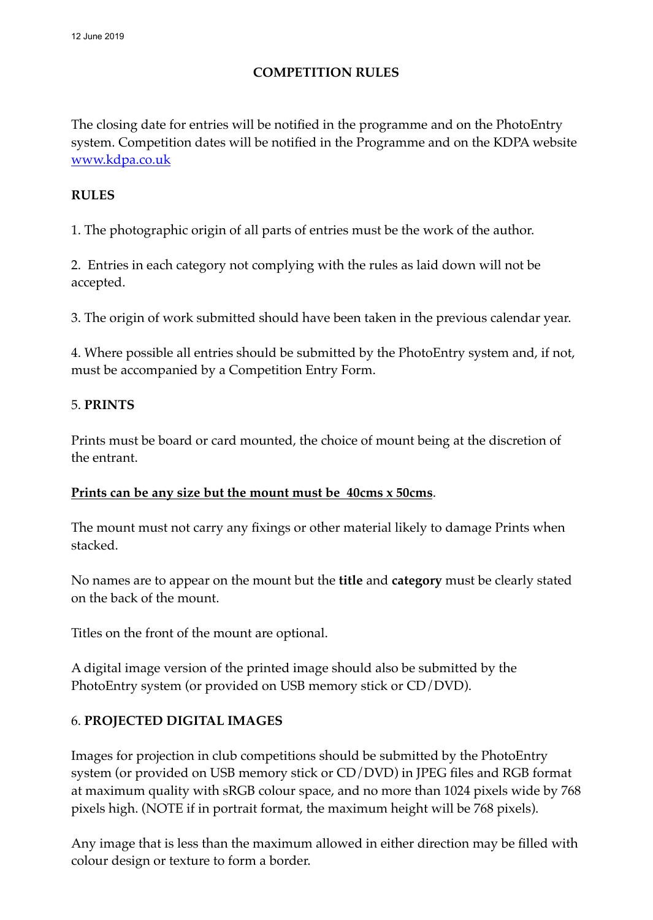12 June 2019

# COMPETITION RULES

The closing date for entries will be notified in the programme and on the PhotoEntry system. Competition dates will be notified in the Programme and on the KDPA website [www.kdpa.co.uk](http://www.kdpa.co.uk)

## RULES

1. The photographic origin of all parts of entries must be the work of the author.

2. Entries in each category not complying with the rules as laid down will not be accepted.

3. The origin of work submitted should have been taken in the previous calendar year.

4. Where possible all entries should be submitted by the PhotoEntry system and, if not, must be accompanied by a Competition Entry Form.

5. **PRINTS**

Prints must be board or card mounted, the choice of mount being at the discretion of the entrant.

<u>**Prints can be any size but the mount must be 40cms x 50cms**</u>.

The mount must not carry any fixings or other material likely to damage Prints when stacked.

No names are to appear on the mount but the **title** and **category** must be clearly stated on the back of the mount.

Titles on the front of the mount are optional.

A digital image version of the printed image should also be submitted by the PhotoEntry system (or provided on USB memory stick or CD/DVD).

6. **PROJECTED DIGITAL IMAGES**

Images for projection in club competitions should be submitted by the PhotoEntry system (or provided on USB memory stick or CD/DVD) in JPEG files and RGB format at maximum quality with sRGB colour space, and no more than 1024 pixels wide by 768 pixels high. (NOTE if in portrait format, the maximum height will be 768 pixels).

Any image that is less than the maximum allowed in either direction may be filled with colour design or texture to form a border.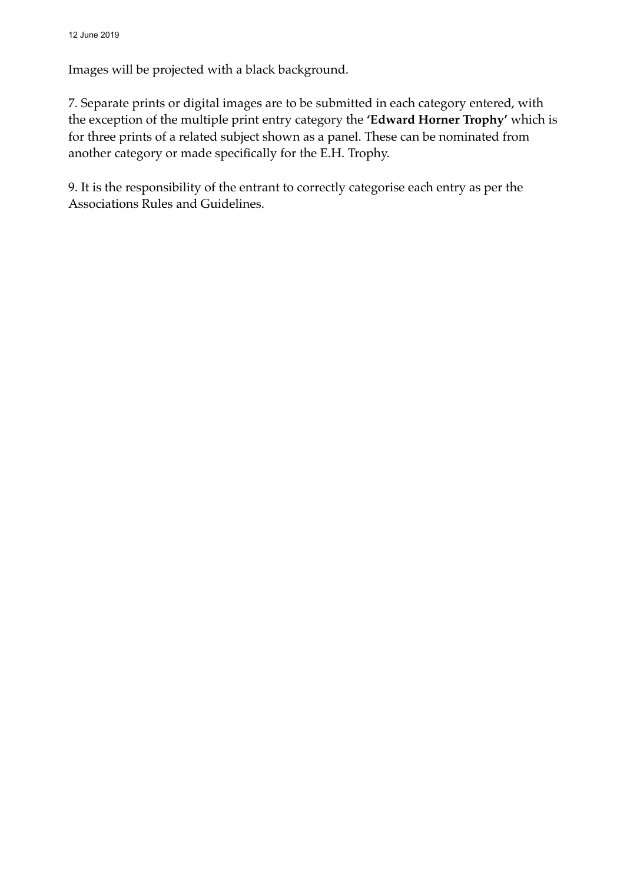Images will be projected with a black background.

7. Separate prints or digital images are to be submitted in each category entered, with the exception of the multiple print entry category the **'Edward Horner Trophy'** which is for three prints of a related subject shown as a panel. These can be nominated from another category or made specifically for the E.H. Trophy.

9. It is the responsibility of the entrant to correctly categorise each entry as per the Associations Rules and Guidelines.